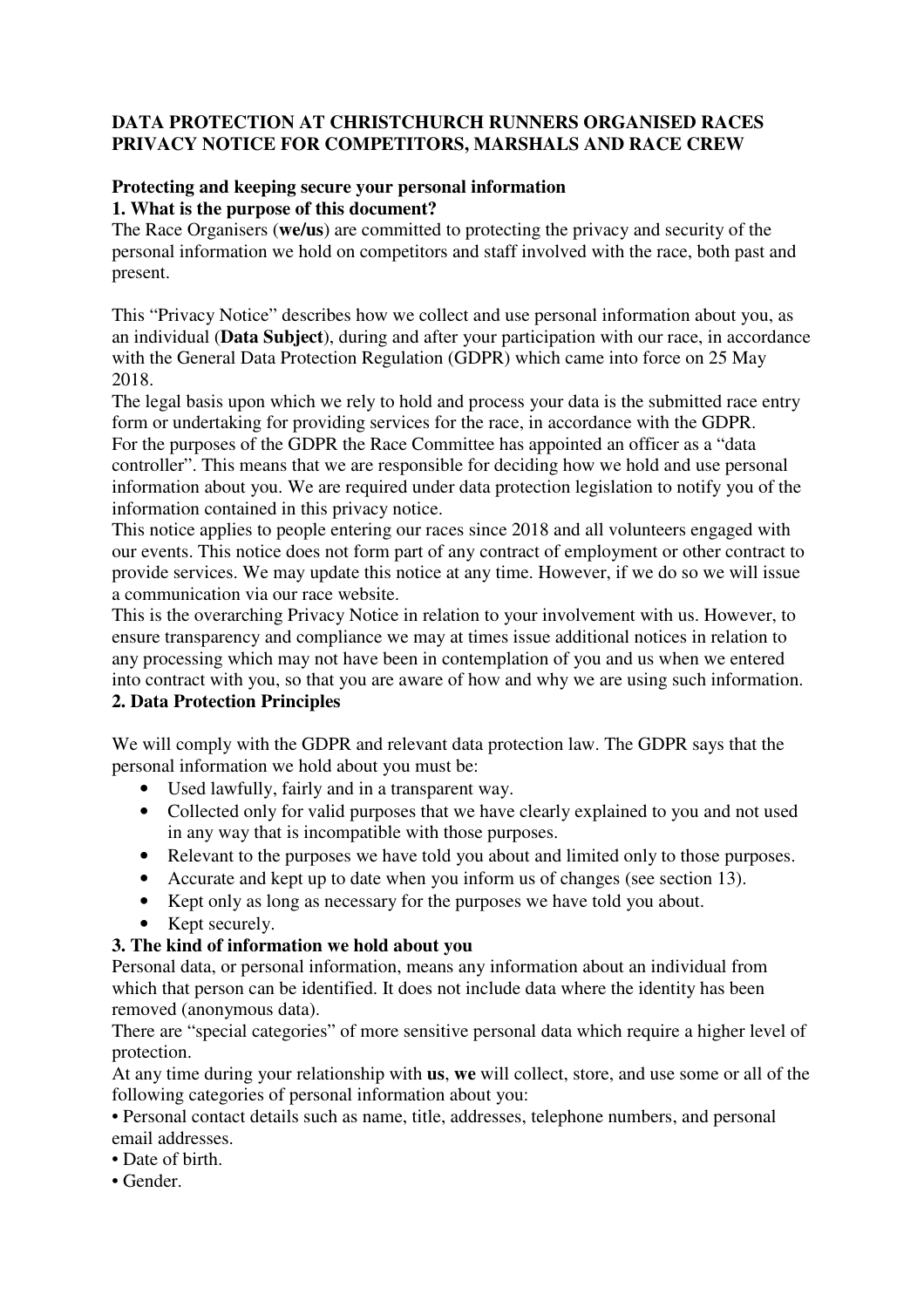# DATA PROTECTION AT CHRISTCHURCH RUNNERS ORGANISED RACES PRIVACY NOTICE FOR COMPETITORS, MARSHALS AND RACE CREW

## Protecting and keeping secure your personal information

### 1. What is the purpose of this document?

The Race Organisers (**we/us**) are committed to protecting the privacy and security of the personal information we hold on competitors and staff involved with the race, both past and present.

This "Privacy Notice" describes how we collect and use personal information about you, as an individual (**Data Subject**), during and after your participation with our race, in accordance with the General Data Protection Regulation (GDPR) which came into force on 25 May 2018.

The legal basis upon which we rely to hold and process your data is the submitted race entry form or undertaking for providing services for the race, in accordance with the GDPR.

For the purposes of the GDPR the Race Committee has appointed an officer as a "data controller". This means that we are responsible for deciding how we hold and use personal information about you. We are required under data protection legislation to notify you of the information contained in this privacy notice.

This notice applies to people entering our races since 2018 and all volunteers engaged with our events. This notice does not form part of any contract of employment or other contract to provide services. We may update this notice at any time. However, if we do so we will issue a communication via our race website.

This is the overarching Privacy Notice in relation to your involvement with us. However, to ensure transparency and compliance we may at times issue additional notices in relation to any processing which may not have been in contemplation of you and us when we entered into contract with you, so that you are aware of how and why we are using such information.

### 2. Data Protection Principles

We will comply with the GDPR and relevant data protection law. The GDPR says that the personal information we hold about you must be:

- Used lawfully, fairly and in a transparent way.
- Collected only for valid purposes that we have clearly explained to you and not used in any way that is incompatible with those purposes.
- Relevant to the purposes we have told you about and limited only to those purposes.
- Accurate and kept up to date when you inform us of changes (see section 13).
- Kept only as long as necessary for the purposes we have told you about.
- Kept securely.

### 3. The kind of information we hold about you

Personal data, or personal information, means any information about an individual from which that person can be identified. It does not include data where the identity has been removed (anonymous data).

There are "special categories" of more sensitive personal data which require a higher level of protection.

At any time during your relationship with **us**, **we** will collect, store, and use some or all of the following categories of personal information about you:

- Personal contact details such as name, title, addresses, telephone numbers, and personal email addresses.
- Date of birth.
- Gender.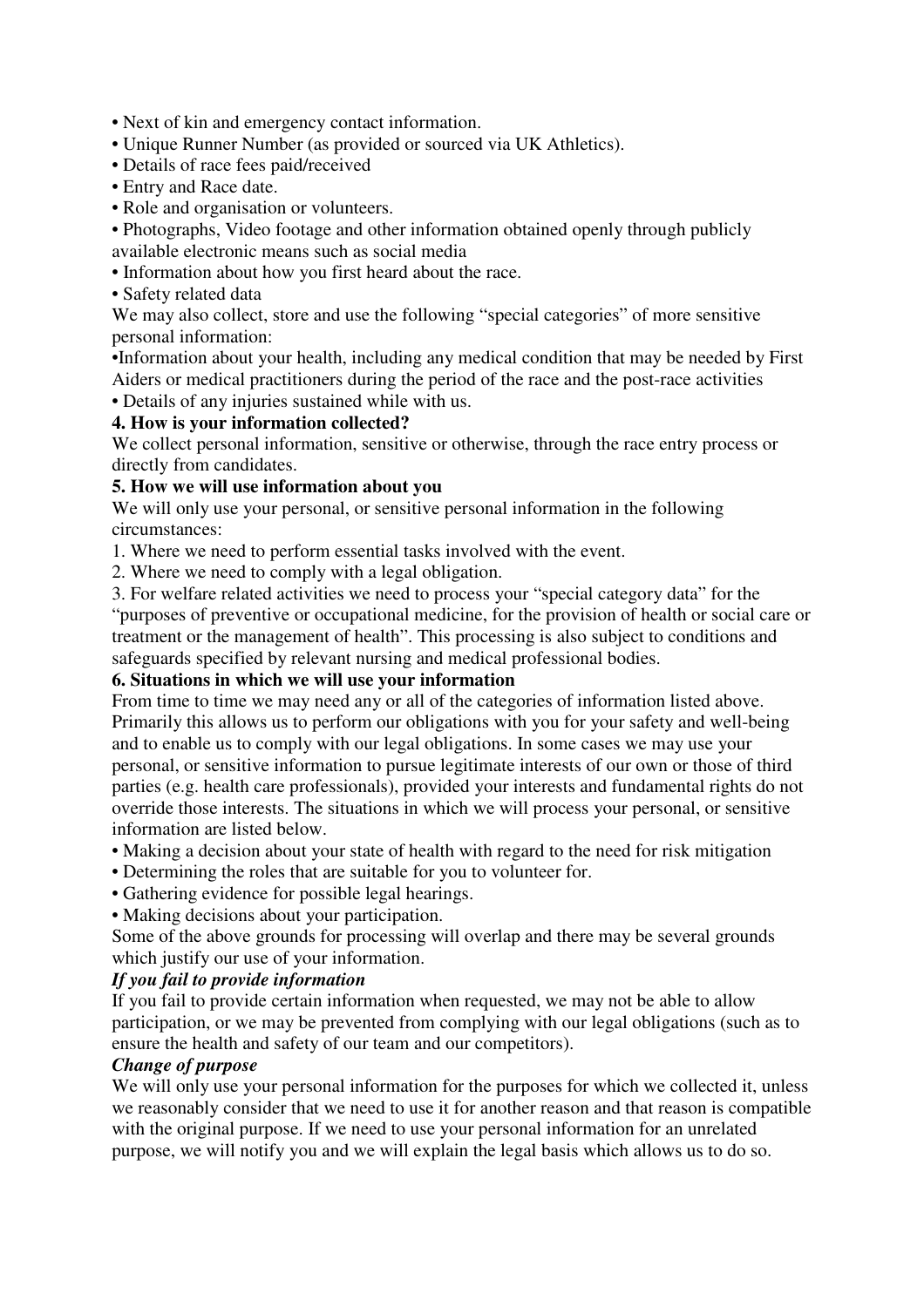- Next of kin and emergency contact information.
- Unique Runner Number (as provided or sourced via UK Athletics).
- Details of race fees paid/received
- Entry and Race date.
- Role and organisation or volunteers.
- Photographs, Video footage and other information obtained openly through publicly available electronic means such as social media
- Information about how you first heard about the race.
- Safety related data

We may also collect, store and use the following "special categories" of more sensitive personal information:

- Information about your health, including any medical condition that may be needed by First Aiders or medical practitioners during the period of the race and the post-race activities
- Details of any injuries sustained while with us.

**4. How is your information collected?**

We collect personal information, sensitive or otherwise, through the race entry process or directly from candidates.

**5. How we will use information about you**

We will only use your personal, or sensitive personal information in the following circumstances:

1. Where we need to perform essential tasks involved with the event.
2. Where we need to comply with a legal obligation.
3. For welfare related activities we need to process your "special category data" for the "purposes of preventive or occupational medicine, for the provision of health or social care or treatment or the management of health". This processing is also subject to conditions and safeguards specified by relevant nursing and medical professional bodies.

**6. Situations in which we will use your information**

From time to time we may need any or all of the categories of information listed above. Primarily this allows us to perform our obligations with you for your safety and well-being and to enable us to comply with our legal obligations. In some cases we may use your personal, or sensitive information to pursue legitimate interests of our own or those of third parties (e.g. health care professionals), provided your interests and fundamental rights do not override those interests. The situations in which we will process your personal, or sensitive information are listed below.

- Making a decision about your state of health with regard to the need for risk mitigation
- Determining the roles that are suitable for you to volunteer for.
- Gathering evidence for possible legal hearings.
- Making decisions about your participation.

Some of the above grounds for processing will overlap and there may be several grounds which justify our use of your information.

***If you fail to provide information***

If you fail to provide certain information when requested, we may not be able to allow participation, or we may be prevented from complying with our legal obligations (such as to ensure the health and safety of our team and our competitors).

***Change of purpose***

We will only use your personal information for the purposes for which we collected it, unless we reasonably consider that we need to use it for another reason and that reason is compatible with the original purpose. If we need to use your personal information for an unrelated purpose, we will notify you and we will explain the legal basis which allows us to do so.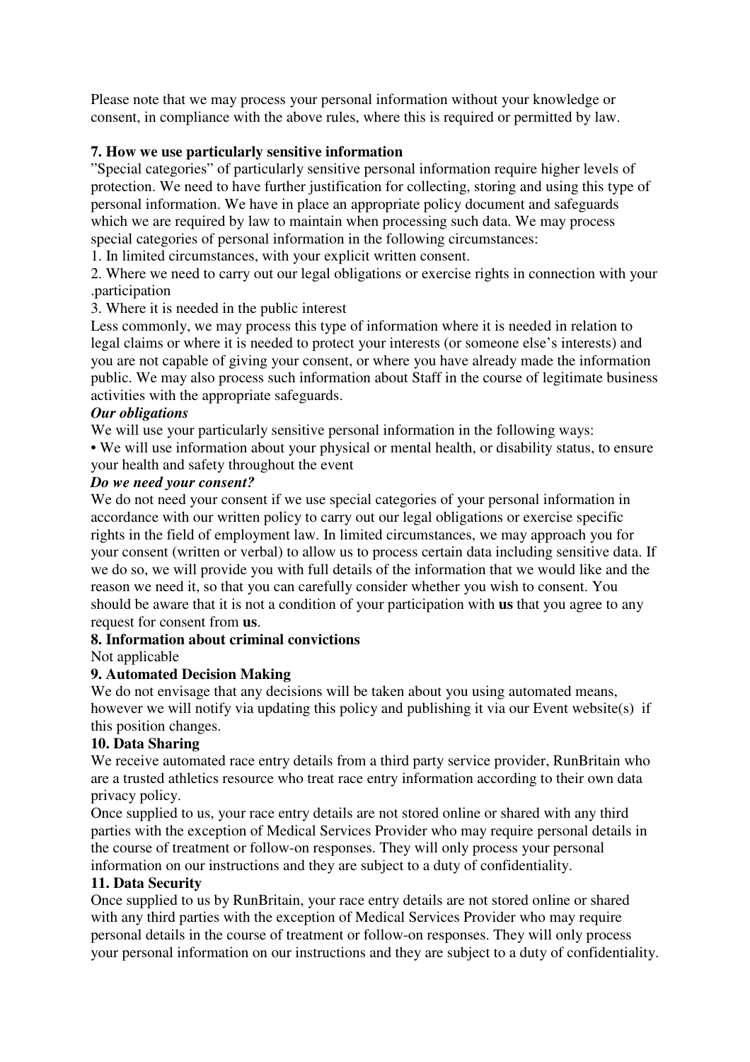Please note that we may process your personal information without your knowledge or consent, in compliance with the above rules, where this is required or permitted by law.

**7. How we use particularly sensitive information**

"Special categories" of particularly sensitive personal information require higher levels of protection. We need to have further justification for collecting, storing and using this type of personal information. We have in place an appropriate policy document and safeguards which we are required by law to maintain when processing such data. We may process special categories of personal information in the following circumstances:

1. In limited circumstances, with your explicit written consent.
2. Where we need to carry out our legal obligations or exercise rights in connection with your .participation
3. Where it is needed in the public interest

Less commonly, we may process this type of information where it is needed in relation to legal claims or where it is needed to protect your interests (or someone else's interests) and you are not capable of giving your consent, or where you have already made the information public. We may also process such information about Staff in the course of legitimate business activities with the appropriate safeguards.

***Our obligations***

We will use your particularly sensitive personal information in the following ways:

• We will use information about your physical or mental health, or disability status, to ensure your health and safety throughout the event

***Do we need your consent?***

We do not need your consent if we use special categories of your personal information in accordance with our written policy to carry out our legal obligations or exercise specific rights in the field of employment law. In limited circumstances, we may approach you for your consent (written or verbal) to allow us to process certain data including sensitive data. If we do so, we will provide you with full details of the information that we would like and the reason we need it, so that you can carefully consider whether you wish to consent. You should be aware that it is not a condition of your participation with **us** that you agree to any request for consent from **us**.

**8. Information about criminal convictions**

Not applicable

**9. Automated Decision Making**

We do not envisage that any decisions will be taken about you using automated means, however we will notify via updating this policy and publishing it via our Event website(s) if this position changes.

**10. Data Sharing**

We receive automated race entry details from a third party service provider, RunBritain who are a trusted athletics resource who treat race entry information according to their own data privacy policy.

Once supplied to us, your race entry details are not stored online or shared with any third parties with the exception of Medical Services Provider who may require personal details in the course of treatment or follow-on responses. They will only process your personal information on our instructions and they are subject to a duty of confidentiality.

**11. Data Security**

Once supplied to us by RunBritain, your race entry details are not stored online or shared with any third parties with the exception of Medical Services Provider who may require personal details in the course of treatment or follow-on responses. They will only process your personal information on our instructions and they are subject to a duty of confidentiality.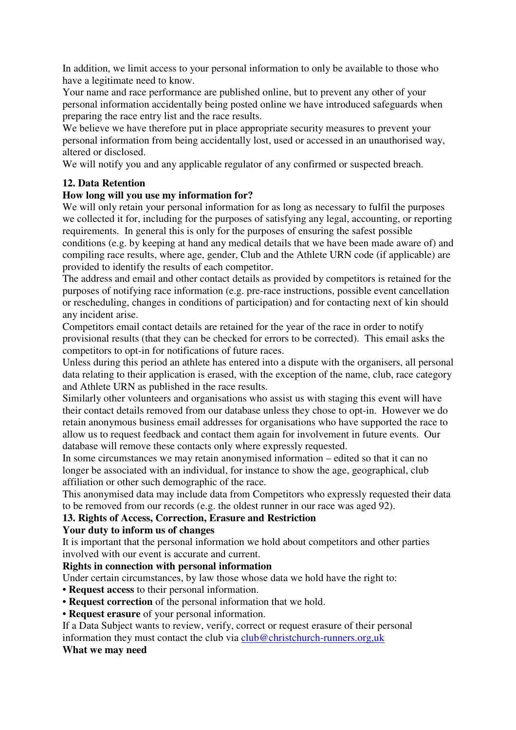In addition, we limit access to your personal information to only be available to those who have a legitimate need to know.

Your name and race performance are published online, but to prevent any other of your personal information accidentally being posted online we have introduced safeguards when preparing the race entry list and the race results.

We believe we have therefore put in place appropriate security measures to prevent your personal information from being accidentally lost, used or accessed in an unauthorised way, altered or disclosed.

We will notify you and any applicable regulator of any confirmed or suspected breach.

**12. Data Retention**

**How long will you use my information for?**

We will only retain your personal information for as long as necessary to fulfil the purposes we collected it for, including for the purposes of satisfying any legal, accounting, or reporting requirements. In general this is only for the purposes of ensuring the safest possible conditions (e.g. by keeping at hand any medical details that we have been made aware of) and compiling race results, where age, gender, Club and the Athlete URN code (if applicable) are provided to identify the results of each competitor.

The address and email and other contact details as provided by competitors is retained for the purposes of notifying race information (e.g. pre-race instructions, possible event cancellation or rescheduling, changes in conditions of participation) and for contacting next of kin should any incident arise.

Competitors email contact details are retained for the year of the race in order to notify provisional results (that they can be checked for errors to be corrected). This email asks the competitors to opt-in for notifications of future races.

Unless during this period an athlete has entered into a dispute with the organisers, all personal data relating to their application is erased, with the exception of the name, club, race category and Athlete URN as published in the race results.

Similarly other volunteers and organisations who assist us with staging this event will have their contact details removed from our database unless they chose to opt-in. However we do retain anonymous business email addresses for organisations who have supported the race to allow us to request feedback and contact them again for involvement in future events. Our database will remove these contacts only where expressly requested.

In some circumstances we may retain anonymised information – edited so that it can no longer be associated with an individual, for instance to show the age, geographical, club affiliation or other such demographic of the race.

This anonymised data may include data from Competitors who expressly requested their data to be removed from our records (e.g. the oldest runner in our race was aged 92).

**13. Rights of Access, Correction, Erasure and Restriction**

**Your duty to inform us of changes**

It is important that the personal information we hold about competitors and other parties involved with our event is accurate and current.

**Rights in connection with personal information**

Under certain circumstances, by law those whose data we hold have the right to:

- **Request access** to their personal information.
- **Request correction** of the personal information that we hold.
- **Request erasure** of your personal information.

If a Data Subject wants to review, verify, correct or request erasure of their personal information they must contact the club via club@christchurch-runners.org,uk

**What we may need**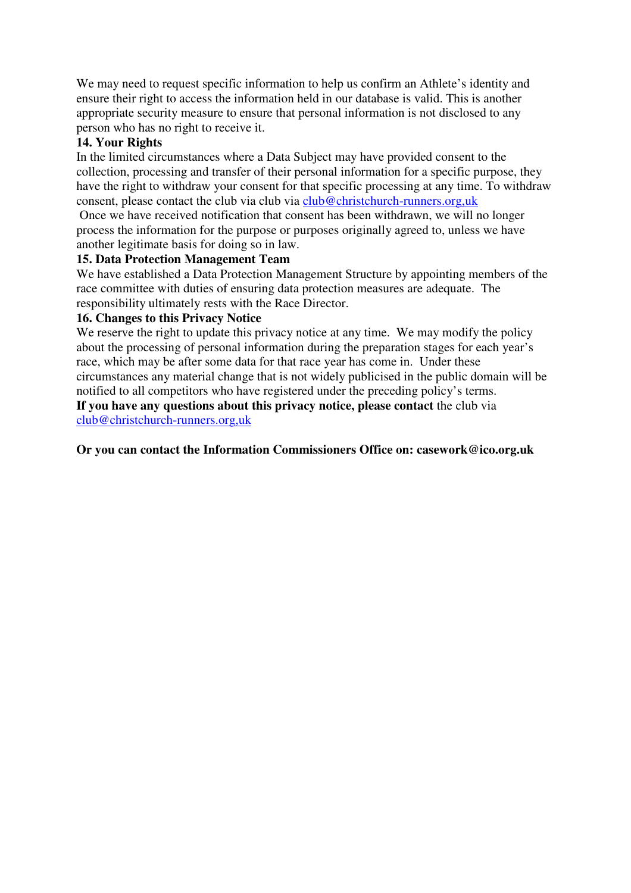We may need to request specific information to help us confirm an Athlete's identity and ensure their right to access the information held in our database is valid. This is another appropriate security measure to ensure that personal information is not disclosed to any person who has no right to receive it.

**14. Your Rights**

In the limited circumstances where a Data Subject may have provided consent to the collection, processing and transfer of their personal information for a specific purpose, they have the right to withdraw your consent for that specific processing at any time. To withdraw consent, please contact the club via club via club@christchurch-runners.org,uk

Once we have received notification that consent has been withdrawn, we will no longer process the information for the purpose or purposes originally agreed to, unless we have another legitimate basis for doing so in law.

**15. Data Protection Management Team**

We have established a Data Protection Management Structure by appointing members of the race committee with duties of ensuring data protection measures are adequate. The responsibility ultimately rests with the Race Director.

**16. Changes to this Privacy Notice**

We reserve the right to update this privacy notice at any time. We may modify the policy about the processing of personal information during the preparation stages for each year's race, which may be after some data for that race year has come in. Under these circumstances any material change that is not widely publicised in the public domain will be notified to all competitors who have registered under the preceding policy's terms.

**If you have any questions about this privacy notice, please contact** the club via club@christchurch-runners.org,uk

**Or you can contact the Information Commissioners Office on: casework@ico.org.uk**